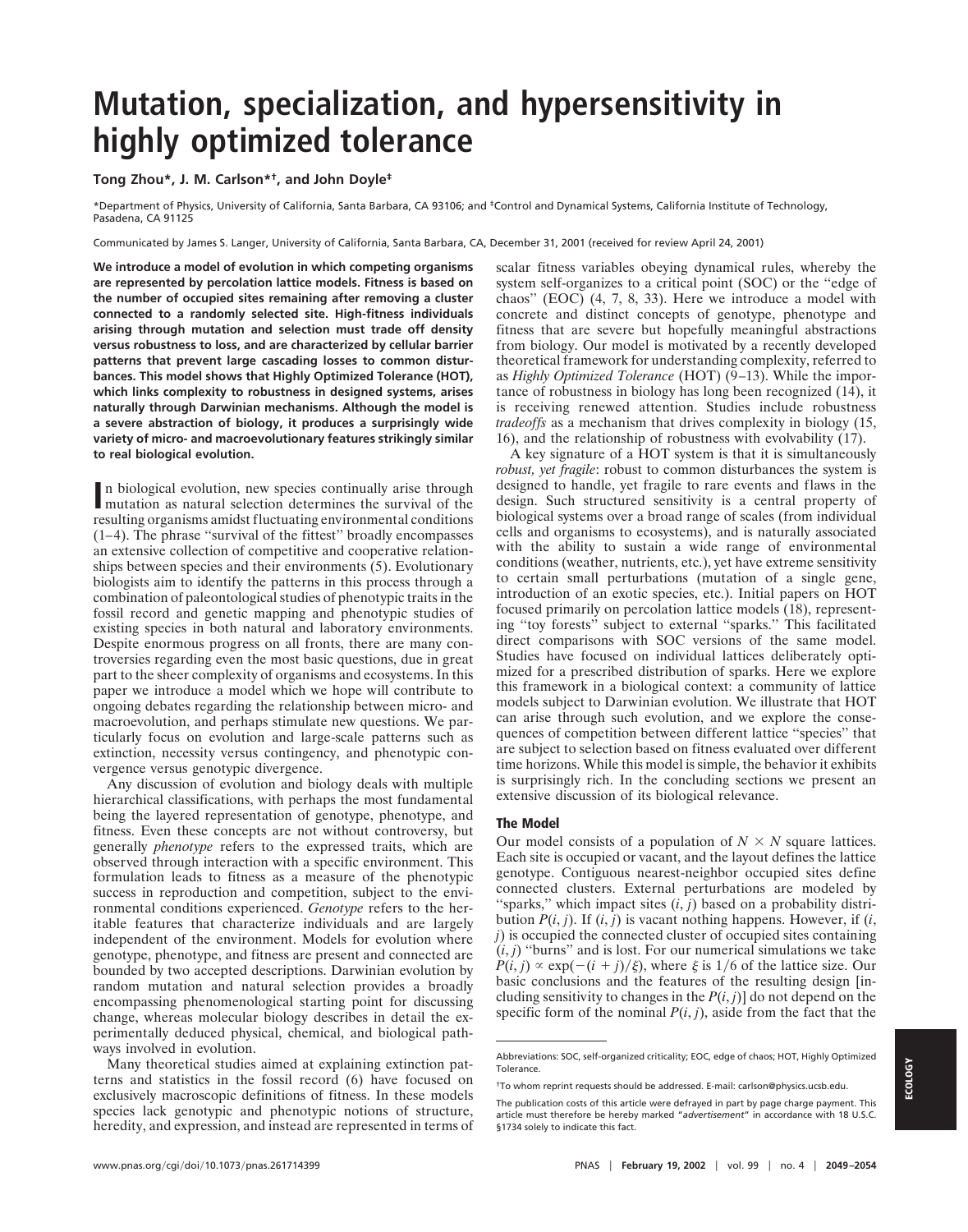# Mutation, specialization, and hypersensitivity in highly optimized tolerance

**Tong Zhou\*, J. M. Carlson\*†, and John Doyle‡**

\*Department of Physics, University of California, Santa Barbara, CA 93106; and ‡Control and Dynamical Systems, California Institute of Technology, Pasadena, CA 91125

Communicated by James S. Langer, University of California, Santa Barbara, CA, December 31, 2001 (received for review April 24, 2001)

**We introduce a model of evolution in which competing organisms are represented by percolation lattice models. Fitness is based on the number of occupied sites remaining after removing a cluster connected to a randomly selected site. High-fitness individuals arising through mutation and selection must trade off density versus robustness to loss, and are characterized by cellular barrier patterns that prevent large cascading losses to common disturbances. This model shows that Highly Optimized Tolerance (HOT), which links complexity to robustness in designed systems, arises naturally through Darwinian mechanisms. Although the model is a severe abstraction of biology, it produces a surprisingly wide variety of micro- and macroevolutionary features strikingly similar to real biological evolution.**

In biological evolution, new species continually arise through mutation as natural selection determines the survival of the resulting organisms amidst fluctuating environmental conditions (1–4). The phrase "survival of the fittest" broadly encompasses an extensive collection of competitive and cooperative relationships between species and their environments (5). Evolutionary biologists aim to identify the patterns in this process through a combination of paleontological studies of phenotypic traits in the fossil record and genetic mapping and phenotypic studies of existing species in both natural and laboratory environments. Despite enormous progress on all fronts, there are many controversies regarding even the most basic questions, due in great part to the sheer complexity of organisms and ecosystems. In this paper we introduce a model which we hope will contribute to ongoing debates regarding the relationship between micro- and macroevolution, and perhaps stimulate new questions. We particularly focus on evolution and large-scale patterns such as extinction, necessity versus contingency, and phenotypic convergence versus genotypic divergence.

Any discussion of evolution and biology deals with multiple hierarchical classifications, with perhaps the most fundamental being the layered representation of genotype, phenotype, and fitness. Even these concepts are not without controversy, but generally *phenotype* refers to the expressed traits, which are observed through interaction with a specific environment. This formulation leads to fitness as a measure of the phenotypic success in reproduction and competition, subject to the environmental conditions experienced. *Genotype* refers to the heritable features that characterize individuals and are largely independent of the environment. Models for evolution where genotype, phenotype, and fitness are present and connected are bounded by two accepted descriptions. Darwinian evolution by random mutation and natural selection provides a broadly encompassing phenomenological starting point for discussing change, whereas molecular biology describes in detail the experimentally deduced physical, chemical, and biological pathways involved in evolution.

Many theoretical studies aimed at explaining extinction patterns and statistics in the fossil record (6) have focused on exclusively macroscopic definitions of fitness. In these models species lack genotypic and phenotypic notions of structure, heredity, and expression, and instead are represented in terms of scalar fitness variables obeying dynamical rules, whereby the system self-organizes to a critical point (SOC) or the "edge of chaos" (EOC) (4, 7, 8, 33). Here we introduce a model with concrete and distinct concepts of genotype, phenotype and fitness that are severe but hopefully meaningful abstractions from biology. Our model is motivated by a recently developed theoretical framework for understanding complexity, referred to as *Highly Optimized Tolerance* (HOT) (9–13). While the importance of robustness in biology has long been recognized (14), it is receiving renewed attention. Studies include robustness *tradeoffs* as a mechanism that drives complexity in biology (15, 16), and the relationship of robustness with evolvability (17).

A key signature of a HOT system is that it is simultaneously *robust, yet fragile*: robust to common disturbances the system is designed to handle, yet fragile to rare events and flaws in the design. Such structured sensitivity is a central property of biological systems over a broad range of scales (from individual cells and organisms to ecosystems), and is naturally associated with the ability to sustain a wide range of environmental conditions (weather, nutrients, etc.), yet have extreme sensitivity to certain small perturbations (mutation of a single gene, introduction of an exotic species, etc.). Initial papers on HOT focused primarily on percolation lattice models (18), representing "toy forests" subject to external "sparks." This facilitated direct comparisons with SOC versions of the same model. Studies have focused on individual lattices deliberately optimized for a prescribed distribution of sparks. Here we explore this framework in a biological context: a community of lattice models subject to Darwinian evolution. We illustrate that HOT can arise through such evolution, and we explore the consequences of competition between different lattice "species" that are subject to selection based on fitness evaluated over different time horizons. While this model is simple, the behavior it exhibits is surprisingly rich. In the concluding sections we present an extensive discussion of its biological relevance.

## The Model

Our model consists of a population of $N \times N$ square lattices. Each site is occupied or vacant, and the layout defines the lattice genotype. Contiguous nearest-neighbor occupied sites define connected clusters. External perturbations are modeled by "sparks," which impact sites $(i, j)$ based on a probability distribution $P(i, j)$. If $(i, j)$ is vacant nothing happens. However, if $(i, j)$ is occupied the connected cluster of occupied sites containing $(i, j)$ "burns" and is lost. For our numerical simulations we take $P(i, j) \propto \exp(-(i + j)/\xi)$, where $\xi$ is 1/6 of the lattice size. Our basic conclusions and the features of the resulting design [including sensitivity to changes in the $P(i, j)$] do not depend on the specific form of the nominal $P(i, j)$, aside from the fact that the

---

Abbreviations: SOC, self-organized criticality; EOC, edge of chaos; HOT, Highly Optimized Tolerance.

†To whom reprint requests should be addressed. E-mail: carlson@physics.ucsb.edu.

The publication costs of this article were defrayed in part by page charge payment. This article must therefore be hereby marked "*advertisement*" in accordance with 18 U.S.C. §1734 solely to indicate this fact.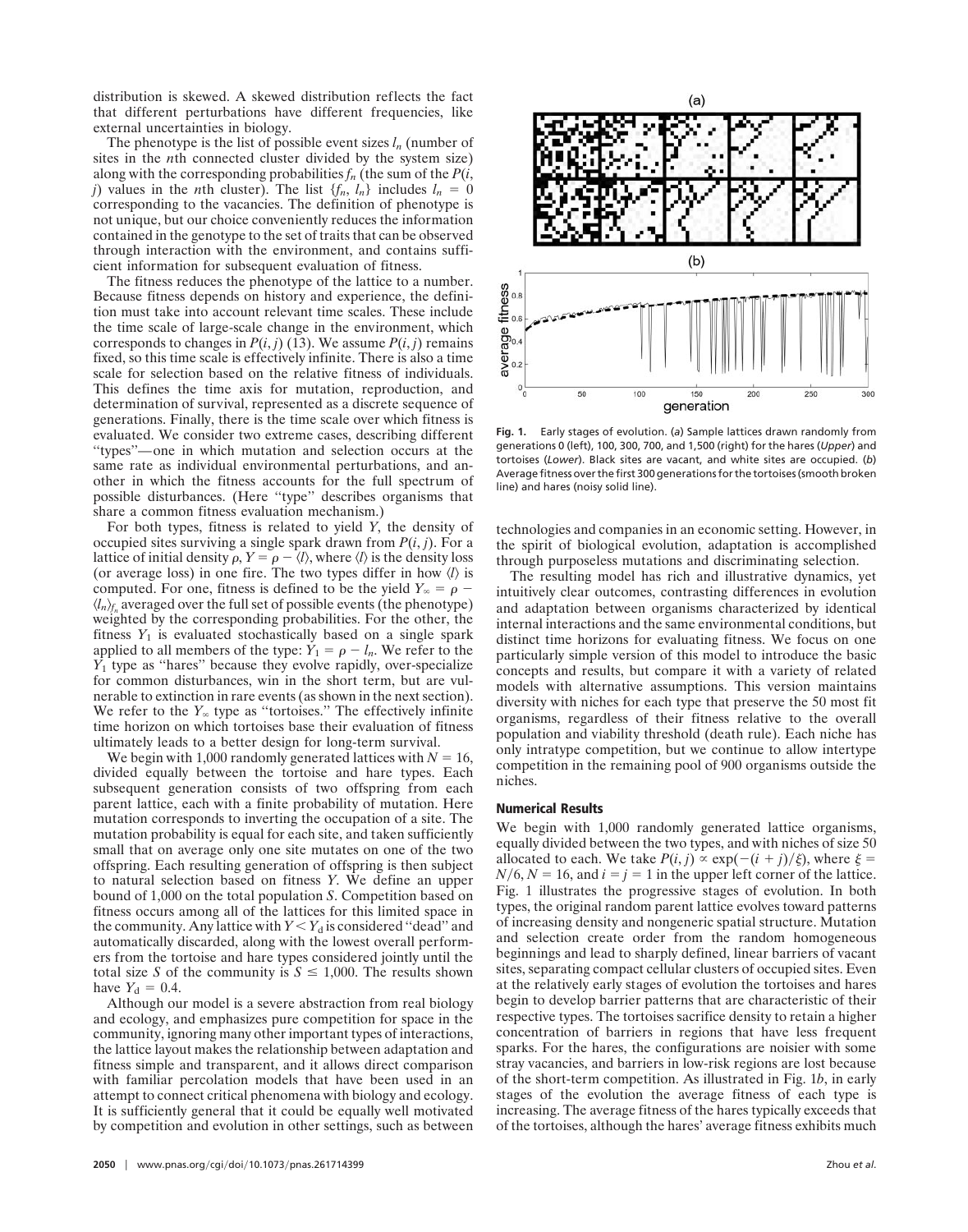distribution is skewed. A skewed distribution reflects the fact that different perturbations have different frequencies, like external uncertainties in biology.

The phenotype is the list of possible event sizes $l_n$ (number of sites in the $n$th connected cluster divided by the system size) along with the corresponding probabilities $f_n$ (the sum of the $P(i, j)$ values in the $n$th cluster). The list $\{f_n, l_n\}$ includes $l_n = 0$ corresponding to the vacancies. The definition of phenotype is not unique, but our choice conveniently reduces the information contained in the genotype to the set of traits that can be observed through interaction with the environment, and contains sufficient information for subsequent evaluation of fitness.

The fitness reduces the phenotype of the lattice to a number. Because fitness depends on history and experience, the definition must take into account relevant time scales. These include the time scale of large-scale change in the environment, which corresponds to changes in $P(i, j)$ (13). We assume $P(i, j)$ remains fixed, so this time scale is effectively infinite. There is also a time scale for selection based on the relative fitness of individuals. This defines the time axis for mutation, reproduction, and determination of survival, represented as a discrete sequence of generations. Finally, there is the time scale over which fitness is evaluated. We consider two extreme cases, describing different "types"—one in which mutation and selection occurs at the same rate as individual environmental perturbations, and another in which the fitness accounts for the full spectrum of possible disturbances. (Here "type" describes organisms that share a common fitness evaluation mechanism.)

For both types, fitness is related to yield $Y$, the density of occupied sites surviving a single spark drawn from $P(i, j)$. For a lattice of initial density $\rho$, $Y = \rho - \langle l \rangle$, where $\langle l \rangle$ is the density loss (or average loss) in one fire. The two types differ in how $\langle l \rangle$ is computed. For one, fitness is defined to be the yield $Y_\infty = \rho - \langle l_n \rangle_{f_n}$ averaged over the full set of possible events (the phenotype) weighted by the corresponding probabilities. For the other, the fitness $Y_1$ is evaluated stochastically based on a single spark applied to all members of the type: $Y_1 = \rho - l_n$. We refer to the $Y_1$ type as "hares" because they evolve rapidly, over-specialize for common disturbances, win in the short term, but are vulnerable to extinction in rare events (as shown in the next section). We refer to the $Y_\infty$ type as "tortoises." The effectively infinite time horizon on which tortoises base their evaluation of fitness ultimately leads to a better design for long-term survival.

We begin with 1,000 randomly generated lattices with $N = 16$, divided equally between the tortoise and hare types. Each subsequent generation consists of two offspring from each parent lattice, each with a finite probability of mutation. Here mutation corresponds to inverting the occupation of a site. The mutation probability is equal for each site, and taken sufficiently small that on average only one site mutates on one of the two offspring. Each resulting generation of offspring is then subject to natural selection based on fitness $Y$. We define an upper bound of 1,000 on the total population $S$. Competition based on fitness occurs among all of the lattices for this limited space in the community. Any lattice with $Y < Y_d$ is considered "dead" and automatically discarded, along with the lowest overall performers from the tortoise and hare types considered jointly until the total size $S$ of the community is $S \leq 1{,}000$. The results shown have $Y_d = 0.4$.

Although our model is a severe abstraction from real biology and ecology, and emphasizes pure competition for space in the community, ignoring many other important types of interactions, the lattice layout makes the relationship between adaptation and fitness simple and transparent, and it allows direct comparison with familiar percolation models that have been used in an attempt to connect critical phenomena with biology and ecology. It is sufficiently general that it could be equally well motivated by competition and evolution in other settings, such as between technologies and companies in an economic setting. However, in the spirit of biological evolution, adaptation is accomplished through purposeless mutations and discriminating selection.

The resulting model has rich and illustrative dynamics, yet intuitively clear outcomes, contrasting differences in evolution and adaptation between organisms characterized by identical internal interactions and the same environmental conditions, but distinct time horizons for evaluating fitness. We focus on one particularly simple version of this model to introduce the basic concepts and results, but compare it with a variety of related models with alternative assumptions. This version maintains diversity with niches for each type that preserve the 50 most fit organisms, regardless of their fitness relative to the overall population and viability threshold (death rule). Each niche has only intratype competition, but we continue to allow intertype competition in the remaining pool of 900 organisms outside the niches.

**Fig. 1.** Early stages of evolution. (*a*) Sample lattices drawn randomly from generations 0 (left), 100, 300, 700, and 1,500 (right) for the hares (*Upper*) and tortoises (*Lower*). Black sites are vacant, and white sites are occupied. (*b*) Average fitness over the first 300 generations for the tortoises (smooth broken line) and hares (noisy solid line).

## Numerical Results

We begin with 1,000 randomly generated lattice organisms, equally divided between the two types, and with niches of size 50 allocated to each. We take $P(i, j) \propto \exp(-(i + j)/\xi)$, where $\xi = N/6$, $N = 16$, and $i = j = 1$ in the upper left corner of the lattice. Fig. 1 illustrates the progressive stages of evolution. In both types, the original random parent lattice evolves toward patterns of increasing density and nongeneric spatial structure. Mutation and selection create order from the random homogeneous beginnings and lead to sharply defined, linear barriers of vacant sites, separating compact cellular clusters of occupied sites. Even at the relatively early stages of evolution the tortoises and hares begin to develop barrier patterns that are characteristic of their respective types. The tortoises sacrifice density to retain a higher concentration of barriers in regions that have less frequent sparks. For the hares, the configurations are noisier with some stray vacancies, and barriers in low-risk regions are lost because of the short-term competition. As illustrated in Fig. 1*b*, in early stages of the evolution the average fitness of each type is increasing. The average fitness of the hares typically exceeds that of the tortoises, although the hares' average fitness exhibits much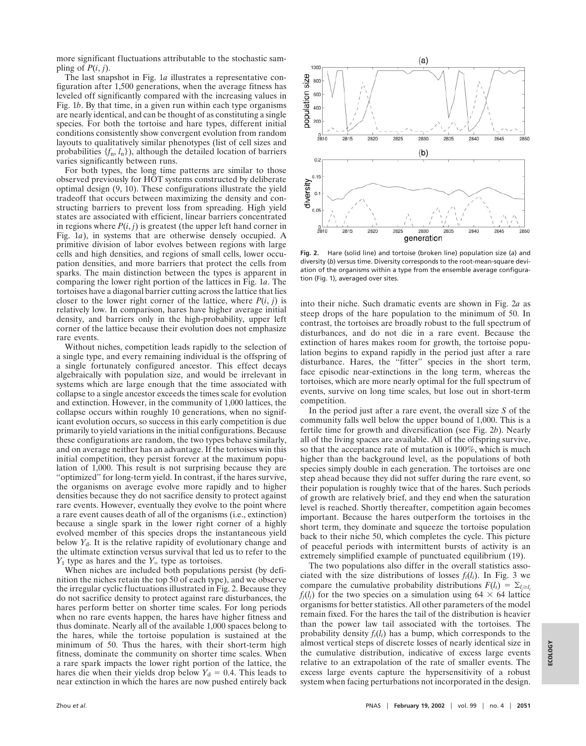more significant fluctuations attributable to the stochastic sampling of $P(i, j)$.

The last snapshot in Fig. 1*a* illustrates a representative configuration after 1,500 generations, when the average fitness has leveled off significantly compared with the increasing values in Fig. 1*b*. By that time, in a given run within each type organisms are nearly identical, and can be thought of as constituting a single species. For both the tortoise and hare types, different initial conditions consistently show convergent evolution from random layouts to qualitatively similar phenotypes (list of cell sizes and probabilities $\{f_n, l_n\}$), although the detailed location of barriers varies significantly between runs.

For both types, the long time patterns are similar to those observed previously for HOT systems constructed by deliberate optimal design (9, 10). These configurations illustrate the yield tradeoff that occurs between maximizing the density and constructing barriers to prevent loss from spreading. High yield states are associated with efficient, linear barriers concentrated in regions where $P(i, j)$ is greatest (the upper left hand corner in Fig. 1*a*), in systems that are otherwise densely occupied. A primitive division of labor evolves between regions with large cells and high densities, and regions of small cells, lower occupation densities, and more barriers that protect the cells from sparks. The main distinction between the types is apparent in comparing the lower right portion of the lattices in Fig. 1*a*. The tortoises have a diagonal barrier cutting across the lattice that lies closer to the lower right corner of the lattice, where $P(i, j)$ is relatively low. In comparison, hares have higher average initial density, and barriers only in the high-probability, upper left corner of the lattice because their evolution does not emphasize rare events.

Without niches, competition leads rapidly to the selection of a single type, and every remaining individual is the offspring of a single fortunately configured ancestor. This effect decays algebraically with population size, and would be irrelevant in systems which are large enough that the time associated with collapse to a single ancestor exceeds the times scale for evolution and extinction. However, in the community of 1,000 lattices, the collapse occurs within roughly 10 generations, when no significant evolution occurs, so success in this early competition is due primarily to yield variations in the initial configurations. Because these configurations are random, the two types behave similarly, and on average neither has an advantage. If the tortoises win this initial competition, they persist forever at the maximum population of 1,000. This result is not surprising because they are "optimized" for long-term yield. In contrast, if the hares survive, the organisms on average evolve more rapidly and to higher densities because they do not sacrifice density to protect against rare events. However, eventually they evolve to the point where a rare event causes death of all of the organisms (i.e., extinction) because a single spark in the lower right corner of a highly evolved member of this species drops the instantaneous yield below $Y_d$. It is the relative rapidity of evolutionary change and the ultimate extinction versus survival that led us to refer to the $Y_1$ type as hares and the $Y_\infty$ type as tortoises.

When niches are included both populations persist (by definition the niches retain the top 50 of each type), and we observe the irregular cyclic fluctuations illustrated in Fig. 2. Because they do not sacrifice density to protect against rare disturbances, the hares perform better on shorter time scales. For long periods when no rare events happen, the hares have higher fitness and thus dominate. Nearly all of the available 1,000 spaces belong to the hares, while the tortoise population is sustained at the minimum of 50. Thus the hares, with their short-term high fitness, dominate the community on shorter time scales. When a rare spark impacts the lower right portion of the lattice, the hares die when their yields drop below $Y_d = 0.4$. This leads to near extinction in which the hares are now pushed entirely back into their niche. Such dramatic events are shown in Fig. 2*a* as steep drops of the hare population to the minimum of 50. In contrast, the tortoises are broadly robust to the full spectrum of disturbances, and do not die in a rare event. Because the extinction of hares makes room for growth, the tortoise population begins to expand rapidly in the period just after a rare disturbance. Hares, the "fitter" species in the short term, face episodic near-extinctions in the long term, whereas the tortoises, which are more nearly optimal for the full spectrum of events, survive on long time scales, but lose out in short-term competition.

**Fig. 2.** Hare (solid line) and tortoise (broken line) population size (*a*) and diversity (*b*) versus time. Diversity corresponds to the root-mean-square deviation of the organisms within a type from the ensemble average configuration (Fig. 1), averaged over sites.

In the period just after a rare event, the overall size $S$ of the community falls well below the upper bound of 1,000. This is a fertile time for growth and diversification (see Fig. 2*b*). Nearly all of the living spaces are available. All of the offspring survive, so that the acceptance rate of mutation is 100%, which is much higher than the background level, as the populations of both species simply double in each generation. The tortoises are one step ahead because they did not suffer during the rare event, so their population is roughly twice that of the hares. Such periods of growth are relatively brief, and they end when the saturation level is reached. Shortly thereafter, competition again becomes important. Because the hares outperform the tortoises in the short term, they dominate and squeeze the tortoise population back to their niche 50, which completes the cycle. This picture of peaceful periods with intermittent bursts of activity is an extremely simplified example of punctuated equilibrium (19).

The two populations also differ in the overall statistics associated with the size distributions of losses $f_i(l_i)$. In Fig. 3 we compare the cumulative probability distributions $F(l_i) = \sum_{l_j \geq l_i} f_j(l_j)$ for the two species on a simulation using $64 \times 64$ lattice organisms for better statistics. All other parameters of the model remain fixed. For the hares the tail of the distribution is heavier than the power law tail associated with the tortoises. The probability density $f_i(l_i)$ has a bump, which corresponds to the almost vertical steps of discrete losses of nearly identical size in the cumulative distribution, indicative of excess large events relative to an extrapolation of the rate of smaller events. The excess large events capture the hypersensitivity of a robust system when facing perturbations not incorporated in the design.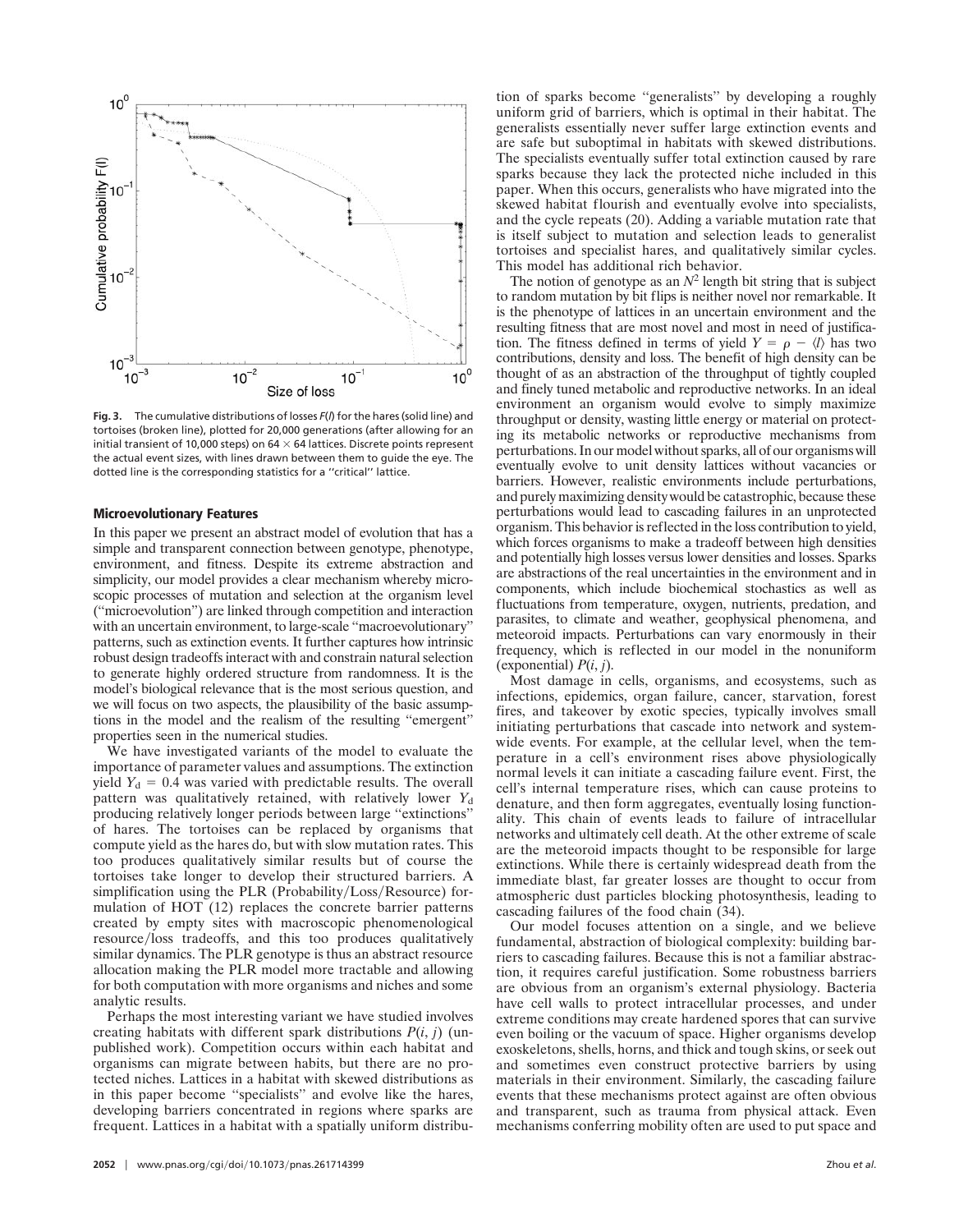**Fig. 3.** The cumulative distributions of losses $F(l)$ for the hares (solid line) and tortoises (broken line), plotted for 20,000 generations (after allowing for an initial transient of 10,000 steps) on $64 \times 64$ lattices. Discrete points represent the actual event sizes, with lines drawn between them to guide the eye. The dotted line is the corresponding statistics for a "critical" lattice.

## Microevolutionary Features

In this paper we present an abstract model of evolution that has a simple and transparent connection between genotype, phenotype, environment, and fitness. Despite its extreme abstraction and simplicity, our model provides a clear mechanism whereby microscopic processes of mutation and selection at the organism level ("microevolution") are linked through competition and interaction with an uncertain environment, to large-scale "macroevolutionary" patterns, such as extinction events. It further captures how intrinsic robust design tradeoffs interact with and constrain natural selection to generate highly ordered structure from randomness. It is the model's biological relevance that is the most serious question, and we will focus on two aspects, the plausibility of the basic assumptions in the model and the realism of the resulting "emergent" properties seen in the numerical studies.

We have investigated variants of the model to evaluate the importance of parameter values and assumptions. The extinction yield $Y_d = 0.4$ was varied with predictable results. The overall pattern was qualitatively retained, with relatively lower $Y_d$ producing relatively longer periods between large "extinctions" of hares. The tortoises can be replaced by organisms that compute yield as the hares do, but with slow mutation rates. This too produces qualitatively similar results but of course the tortoises take longer to develop their structured barriers. A simplification using the PLR (Probability/Loss/Resource) formulation of HOT (12) replaces the concrete barrier patterns created by empty sites with macroscopic phenomenological resource/loss tradeoffs, and this too produces qualitatively similar dynamics. The PLR genotype is thus an abstract resource allocation making the PLR model more tractable and allowing for both computation with more organisms and niches and some analytic results.

Perhaps the most interesting variant we have studied involves creating habitats with different spark distributions $P(i, j)$ (unpublished work). Competition occurs within each habitat and organisms can migrate between habits, but there are no protected niches. Lattices in a habitat with skewed distributions as in this paper become "specialists" and evolve like the hares, developing barriers concentrated in regions where sparks are frequent. Lattices in a habitat with a spatially uniform distribution of sparks become "generalists" by developing a roughly uniform grid of barriers, which is optimal in their habitat. The generalists essentially never suffer large extinction events and are safe but suboptimal in habitats with skewed distributions. The specialists eventually suffer total extinction caused by rare sparks because they lack the protected niche included in this paper. When this occurs, generalists who have migrated into the skewed habitat flourish and eventually evolve into specialists, and the cycle repeats (20). Adding a variable mutation rate that is itself subject to mutation and selection leads to generalist tortoises and specialist hares, and qualitatively similar cycles. This model has additional rich behavior.

The notion of genotype as an $N^2$ length bit string that is subject to random mutation by bit flips is neither novel nor remarkable. It is the phenotype of lattices in an uncertain environment and the resulting fitness that are most novel and most in need of justification. The fitness defined in terms of yield $Y = \rho - \langle l \rangle$ has two contributions, density and loss. The benefit of high density can be thought of as an abstraction of the throughput of tightly coupled and finely tuned metabolic and reproductive networks. In an ideal environment an organism would evolve to simply maximize throughput or density, wasting little energy or material on protecting its metabolic networks or reproductive mechanisms from perturbations. In our model without sparks, all of our organisms will eventually evolve to unit density lattices without vacancies or barriers. However, realistic environments include perturbations, and purely maximizing density would be catastrophic, because these perturbations would lead to cascading failures in an unprotected organism. This behavior is reflected in the loss contribution to yield, which forces organisms to make a tradeoff between high densities and potentially high losses versus lower densities and losses. Sparks are abstractions of the real uncertainties in the environment and in components, which include biochemical stochastics as well as fluctuations from temperature, oxygen, nutrients, predation, and parasites, to climate and weather, geophysical phenomena, and meteoroid impacts. Perturbations can vary enormously in their frequency, which is reflected in our model in the nonuniform (exponential) $P(i, j)$.

Most damage in cells, organisms, and ecosystems, such as infections, epidemics, organ failure, cancer, starvation, forest fires, and takeover by exotic species, typically involves small initiating perturbations that cascade into network and system-wide events. For example, at the cellular level, when the temperature in a cell's environment rises above physiologically normal levels it can initiate a cascading failure event. First, the cell's internal temperature rises, which can cause proteins to denature, and then form aggregates, eventually losing functionality. This chain of events leads to failure of intracellular networks and ultimately cell death. At the other extreme of scale are the meteoroid impacts thought to be responsible for large extinctions. While there is certainly widespread death from the immediate blast, far greater losses are thought to occur from atmospheric dust particles blocking photosynthesis, leading to cascading failures of the food chain (34).

Our model focuses attention on a single, and we believe fundamental, abstraction of biological complexity: building barriers to cascading failures. Because this is not a familiar abstraction, it requires careful justification. Some robustness barriers are obvious from an organism's external physiology. Bacteria have cell walls to protect intracellular processes, and under extreme conditions may create hardened spores that can survive even boiling or the vacuum of space. Higher organisms develop exoskeletons, shells, horns, and thick and tough skins, or seek out and sometimes even construct protective barriers by using materials in their environment. Similarly, the cascading failure events that these mechanisms protect against are often obvious and transparent, such as trauma from physical attack. Even mechanisms conferring mobility often are used to put space and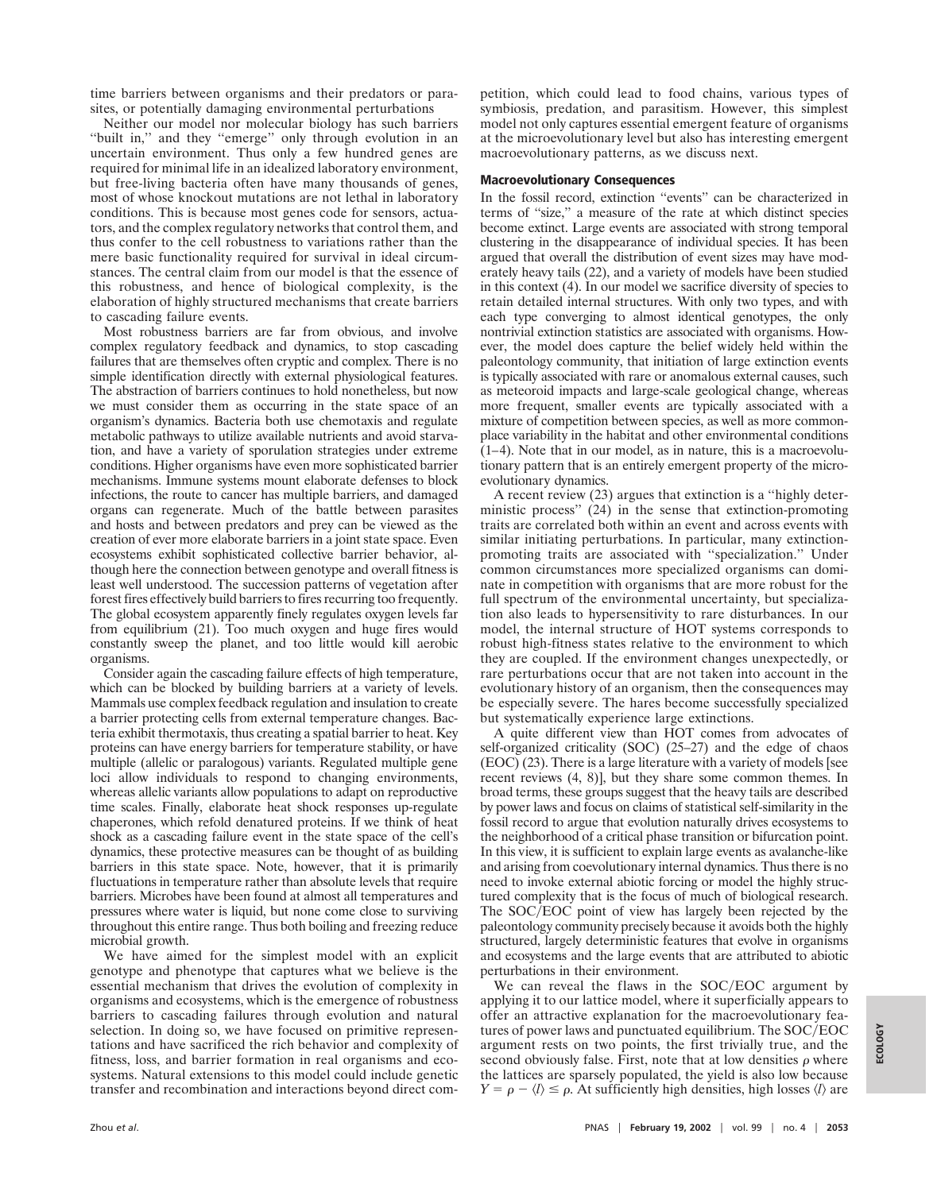time barriers between organisms and their predators or parasites, or potentially damaging environmental perturbations

Neither our model nor molecular biology has such barriers "built in," and they "emerge" only through evolution in an uncertain environment. Thus only a few hundred genes are required for minimal life in an idealized laboratory environment, but free-living bacteria often have many thousands of genes, most of whose knockout mutations are not lethal in laboratory conditions. This is because most genes code for sensors, actuators, and the complex regulatory networks that control them, and thus confer to the cell robustness to variations rather than the mere basic functionality required for survival in ideal circumstances. The central claim from our model is that the essence of this robustness, and hence of biological complexity, is the elaboration of highly structured mechanisms that create barriers to cascading failure events.

Most robustness barriers are far from obvious, and involve complex regulatory feedback and dynamics, to stop cascading failures that are themselves often cryptic and complex. There is no simple identification directly with external physiological features. The abstraction of barriers continues to hold nonetheless, but now we must consider them as occurring in the state space of an organism's dynamics. Bacteria both use chemotaxis and regulate metabolic pathways to utilize available nutrients and avoid starvation, and have a variety of sporulation strategies under extreme conditions. Higher organisms have even more sophisticated barrier mechanisms. Immune systems mount elaborate defenses to block infections, the route to cancer has multiple barriers, and damaged organs can regenerate. Much of the battle between parasites and hosts and between predators and prey can be viewed as the creation of ever more elaborate barriers in a joint state space. Even ecosystems exhibit sophisticated collective barrier behavior, although here the connection between genotype and overall fitness is least well understood. The succession patterns of vegetation after forest fires effectively build barriers to fires recurring too frequently. The global ecosystem apparently finely regulates oxygen levels far from equilibrium (21). Too much oxygen and huge fires would constantly sweep the planet, and too little would kill aerobic organisms.

Consider again the cascading failure effects of high temperature, which can be blocked by building barriers at a variety of levels. Mammals use complex feedback regulation and insulation to create a barrier protecting cells from external temperature changes. Bacteria exhibit thermotaxis, thus creating a spatial barrier to heat. Key proteins can have energy barriers for temperature stability, or have multiple (allelic or paralogous) variants. Regulated multiple gene loci allow individuals to respond to changing environments, whereas allelic variants allow populations to adapt on reproductive time scales. Finally, elaborate heat shock responses up-regulate chaperones, which refold denatured proteins. If we think of heat shock as a cascading failure event in the state space of the cell's dynamics, these protective measures can be thought of as building barriers in this state space. Note, however, that it is primarily fluctuations in temperature rather than absolute levels that require barriers. Microbes have been found at almost all temperatures and pressures where water is liquid, but none come close to surviving throughout this entire range. Thus both boiling and freezing reduce microbial growth.

We have aimed for the simplest model with an explicit genotype and phenotype that captures what we believe is the essential mechanism that drives the evolution of complexity in organisms and ecosystems, which is the emergence of robustness barriers to cascading failures through evolution and natural selection. In doing so, we have focused on primitive representations and have sacrificed the rich behavior and complexity of fitness, loss, and barrier formation in real organisms and ecosystems. Natural extensions to this model could include genetic transfer and recombination and interactions beyond direct competition, which could lead to food chains, various types of symbiosis, predation, and parasitism. However, this simplest model not only captures essential emergent feature of organisms at the microevolutionary level but also has interesting emergent macroevolutionary patterns, as we discuss next.

## Macroevolutionary Consequences

In the fossil record, extinction "events" can be characterized in terms of "size," a measure of the rate at which distinct species become extinct. Large events are associated with strong temporal clustering in the disappearance of individual species. It has been argued that overall the distribution of event sizes may have moderately heavy tails (22), and a variety of models have been studied in this context (4). In our model we sacrifice diversity of species to retain detailed internal structures. With only two types, and with each type converging to almost identical genotypes, the only nontrivial extinction statistics are associated with organisms. However, the model does capture the belief widely held within the paleontology community, that initiation of large extinction events is typically associated with rare or anomalous external causes, such as meteoroid impacts and large-scale geological change, whereas more frequent, smaller events are typically associated with a mixture of competition between species, as well as more commonplace variability in the habitat and other environmental conditions (1–4). Note that in our model, as in nature, this is a macroevolutionary pattern that is an entirely emergent property of the microevolutionary dynamics.

A recent review (23) argues that extinction is a "highly deterministic process" (24) in the sense that extinction-promoting traits are correlated both within an event and across events with similar initiating perturbations. In particular, many extinction-promoting traits are associated with "specialization." Under common circumstances more specialized organisms can dominate in competition with organisms that are more robust for the full spectrum of the environmental uncertainty, but specialization also leads to hypersensitivity to rare disturbances. In our model, the internal structure of HOT systems corresponds to robust high-fitness states relative to the environment to which they are coupled. If the environment changes unexpectedly, or rare perturbations occur that are not taken into account in the evolutionary history of an organism, then the consequences may be especially severe. The hares become successfully specialized but systematically experience large extinctions.

A quite different view than HOT comes from advocates of self-organized criticality (SOC) (25–27) and the edge of chaos (EOC) (23). There is a large literature with a variety of models [see recent reviews (4, 8)], but they share some common themes. In broad terms, these groups suggest that the heavy tails are described by power laws and focus on claims of statistical self-similarity in the fossil record to argue that evolution naturally drives ecosystems to the neighborhood of a critical phase transition or bifurcation point. In this view, it is sufficient to explain large events as avalanche-like and arising from coevolutionary internal dynamics. Thus there is no need to invoke external abiotic forcing or model the highly structured complexity that is the focus of much of biological research. The SOC/EOC point of view has largely been rejected by the paleontology community precisely because it avoids both the highly structured, largely deterministic features that evolve in organisms and ecosystems and the large events that are attributed to abiotic perturbations in their environment.

We can reveal the flaws in the SOC/EOC argument by applying it to our lattice model, where it superficially appears to offer an attractive explanation for the macroevolutionary features of power laws and punctuated equilibrium. The SOC/EOC argument rests on two points, the first trivially true, and the second obviously false. First, note that at low densities $\rho$ where the lattices are sparsely populated, the yield is also low because $Y = \rho - \langle l \rangle \leq \rho$. At sufficiently high densities, high losses $\langle l \rangle$ are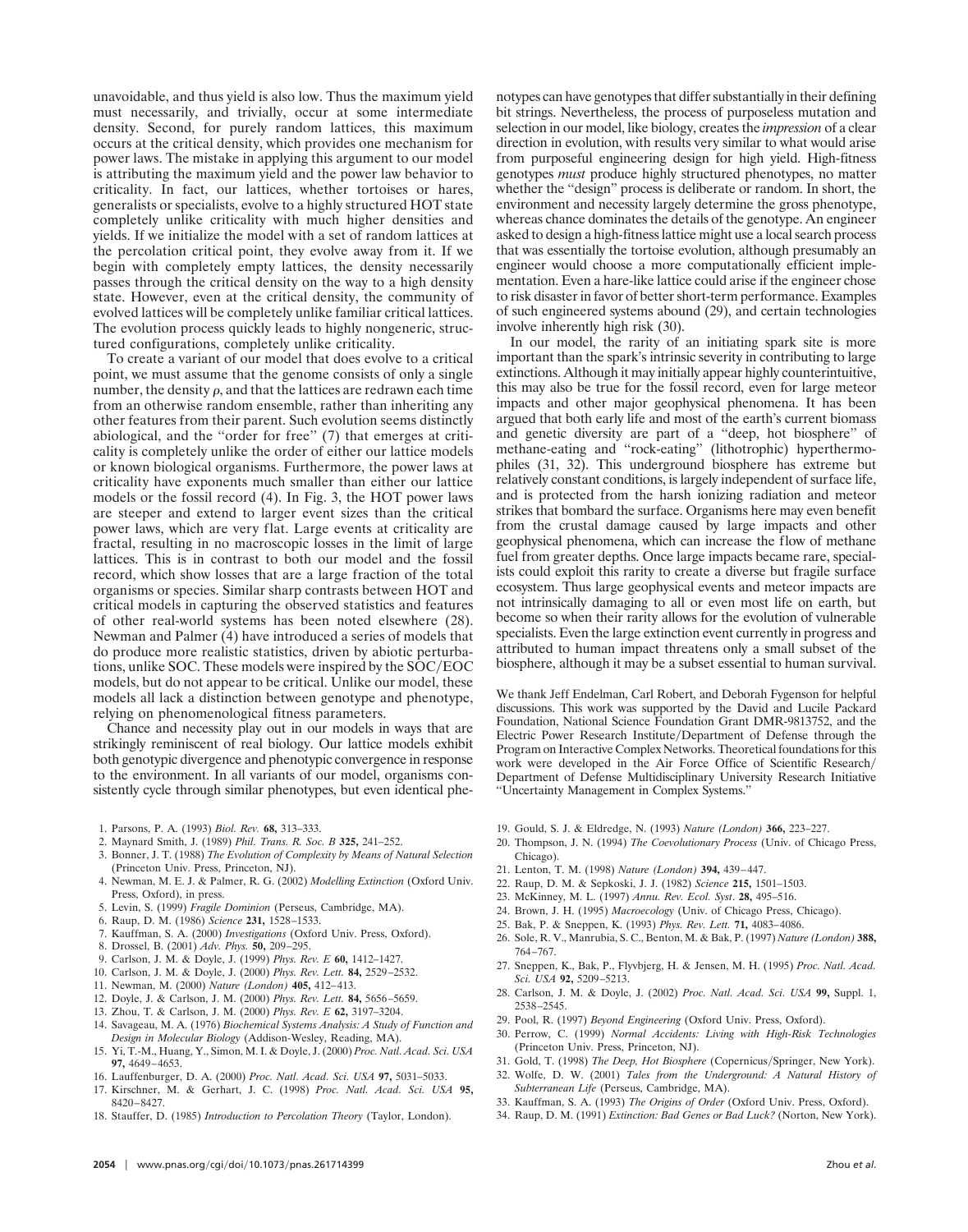unavoidable, and thus yield is also low. Thus the maximum yield must necessarily, and trivially, occur at some intermediate density. Second, for purely random lattices, this maximum occurs at the critical density, which provides one mechanism for power laws. The mistake in applying this argument to our model is attributing the maximum yield and the power law behavior to criticality. In fact, our lattices, whether tortoises or hares, generalists or specialists, evolve to a highly structured HOT state completely unlike criticality with much higher densities and yields. If we initialize the model with a set of random lattices at the percolation critical point, they evolve away from it. If we begin with completely empty lattices, the density necessarily passes through the critical density on the way to a high density state. However, even at the critical density, the community of evolved lattices will be completely unlike familiar critical lattices. The evolution process quickly leads to highly nongeneric, structured configurations, completely unlike criticality.

To create a variant of our model that does evolve to a critical point, we must assume that the genome consists of only a single number, the density $\rho$, and that the lattices are redrawn each time from an otherwise random ensemble, rather than inheriting any other features from their parent. Such evolution seems distinctly abiological, and the "order for free" (7) that emerges at criticality is completely unlike the order of either our lattice models or known biological organisms. Furthermore, the power laws at criticality have exponents much smaller than either our lattice models or the fossil record (4). In Fig. 3, the HOT power laws are steeper and extend to larger event sizes than the critical power laws, which are very flat. Large events at criticality are fractal, resulting in no macroscopic losses in the limit of large lattices. This is in contrast to both our model and the fossil record, which show losses that are a large fraction of the total organisms or species. Similar sharp contrasts between HOT and critical models in capturing the observed statistics and features of other real-world systems has been noted elsewhere (28). Newman and Palmer (4) have introduced a series of models that do produce more realistic statistics, driven by abiotic perturbations, unlike SOC. These models were inspired by the SOC/EOC models, but do not appear to be critical. Unlike our model, these models all lack a distinction between genotype and phenotype, relying on phenomenological fitness parameters.

Chance and necessity play out in our models in ways that are strikingly reminiscent of real biology. Our lattice models exhibit both genotypic divergence and phenotypic convergence in response to the environment. In all variants of our model, organisms consistently cycle through similar phenotypes, but even identical phenotypes can have genotypes that differ substantially in their defining bit strings. Nevertheless, the process of purposeless mutation and selection in our model, like biology, creates the *impression* of a clear direction in evolution, with results very similar to what would arise from purposeful engineering design for high yield. High-fitness genotypes *must* produce highly structured phenotypes, no matter whether the "design" process is deliberate or random. In short, the environment and necessity largely determine the gross phenotype, whereas chance dominates the details of the genotype. An engineer asked to design a high-fitness lattice might use a local search process that was essentially the tortoise evolution, although presumably an engineer would choose a more computationally efficient implementation. Even a hare-like lattice could arise if the engineer chose to risk disaster in favor of better short-term performance. Examples of such engineered systems abound (29), and certain technologies involve inherently high risk (30).

In our model, the rarity of an initiating spark site is more important than the spark's intrinsic severity in contributing to large extinctions. Although it may initially appear highly counterintuitive, this may also be true for the fossil record, even for large meteor impacts and other major geophysical phenomena. It has been argued that both early life and most of the earth's current biomass and genetic diversity are part of a "deep, hot biosphere" of methane-eating and "rock-eating" (lithotrophic) hyperthermophiles (31, 32). This underground biosphere has extreme but relatively constant conditions, is largely independent of surface life, and is protected from the harsh ionizing radiation and meteor strikes that bombard the surface. Organisms here may even benefit from the crustal damage caused by large impacts and other geophysical phenomena, which can increase the flow of methane fuel from greater depths. Once large impacts became rare, specialists could exploit this rarity to create a diverse but fragile surface ecosystem. Thus large geophysical events and meteor impacts are not intrinsically damaging to all or even most life on earth, but become so when their rarity allows for the evolution of vulnerable specialists. Even the large extinction event currently in progress and attributed to human impact threatens only a small subset of the biosphere, although it may be a subset essential to human survival.

We thank Jeff Endelman, Carl Robert, and Deborah Fygenson for helpful discussions. This work was supported by the David and Lucile Packard Foundation, National Science Foundation Grant DMR-9813752, and the Electric Power Research Institute/Department of Defense through the Program on Interactive Complex Networks. Theoretical foundations for this work were developed in the Air Force Office of Scientific Research/Department of Defense Multidisciplinary University Research Initiative "Uncertainty Management in Complex Systems."

1. Parsons, P. A. (1993) *Biol. Rev.* **68,** 313–333.
2. Maynard Smith, J. (1989) *Phil. Trans. R. Soc. B* **325,** 241–252.
3. Bonner, J. T. (1988) *The Evolution of Complexity by Means of Natural Selection* (Princeton Univ. Press, Princeton, NJ).
4. Newman, M. E. J. & Palmer, R. G. (2002) *Modelling Extinction* (Oxford Univ. Press, Oxford), in press.
5. Levin, S. (1999) *Fragile Dominion* (Perseus, Cambridge, MA).
6. Raup, D. M. (1986) *Science* **231,** 1528–1533.
7. Kauffman, S. A. (2000) *Investigations* (Oxford Univ. Press, Oxford).
8. Drossel, B. (2001) *Adv. Phys.* **50,** 209–295.
9. Carlson, J. M. & Doyle, J. (1999) *Phys. Rev. E* **60,** 1412–1427.
10. Carlson, J. M. & Doyle, J. (2000) *Phys. Rev. Lett.* **84,** 2529–2532.
11. Newman, M. (2000) *Nature (London)* **405,** 412–413.
12. Doyle, J. & Carlson, J. M. (2000) *Phys. Rev. Lett.* **84,** 5656–5659.
13. Zhou, T. & Carlson, J. M. (2000) *Phys. Rev. E* **62,** 3197–3204.
14. Savageau, M. A. (1976) *Biochemical Systems Analysis: A Study of Function and Design in Molecular Biology* (Addison-Wesley, Reading, MA).
15. Yi, T.-M., Huang, Y., Simon, M. I. & Doyle, J. (2000) *Proc. Natl. Acad. Sci. USA* **97,** 4649–4653.
16. Lauffenburger, D. A. (2000) *Proc. Natl. Acad. Sci. USA* **97,** 5031–5033.
17. Kirschner, M. & Gerhart, J. C. (1998) *Proc. Natl. Acad. Sci. USA* **95,** 8420–8427.
18. Stauffer, D. (1985) *Introduction to Percolation Theory* (Taylor, London).
19. Gould, S. J. & Eldredge, N. (1993) *Nature (London)* **366,** 223–227.
20. Thompson, J. N. (1994) *The Coevolutionary Process* (Univ. of Chicago Press, Chicago).
21. Lenton, T. M. (1998) *Nature (London)* **394,** 439–447.
22. Raup, D. M. & Sepkoski, J. J. (1982) *Science* **215,** 1501–1503.
23. McKinney, M. L. (1997) *Annu. Rev. Ecol. Syst*. **28,** 495–516.
24. Brown, J. H. (1995) *Macroecology* (Univ. of Chicago Press, Chicago).
25. Bak, P. & Sneppen, K. (1993) *Phys. Rev. Lett.* **71,** 4083–4086.
26. Sole, R. V., Manrubia, S. C., Benton, M. & Bak, P. (1997) *Nature (London)* **388,** 764–767.
27. Sneppen, K., Bak, P., Flyvbjerg, H. & Jensen, M. H. (1995) *Proc. Natl. Acad. Sci. USA* **92,** 5209–5213.
28. Carlson, J. M. & Doyle, J. (2002) *Proc. Natl. Acad. Sci. USA* **99,** Suppl. 1, 2538–2545.
29. Pool, R. (1997) *Beyond Engineering* (Oxford Univ. Press, Oxford).
30. Perrow, C. (1999) *Normal Accidents: Living with High-Risk Technologies* (Princeton Univ. Press, Princeton, NJ).
31. Gold, T. (1998) *The Deep, Hot Biosphere* (Copernicus/Springer, New York).
32. Wolfe, D. W. (2001) *Tales from the Underground: A Natural History of Subterranean Life* (Perseus, Cambridge, MA).
33. Kauffman, S. A. (1993) *The Origins of Order* (Oxford Univ. Press, Oxford).
34. Raup, D. M. (1991) *Extinction: Bad Genes or Bad Luck?* (Norton, New York).